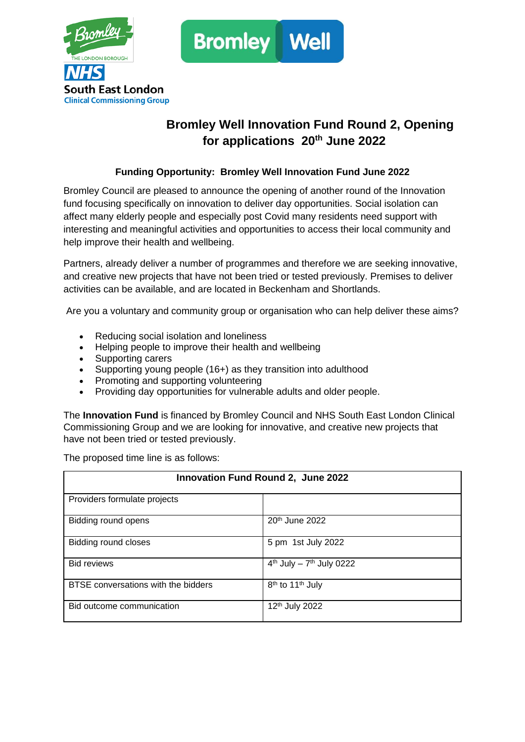# Bromley Well Innovation Fund Round 2, Opening for applications 20th June 2022

**Funding Opportunity: Bromley Well Innovation Fund June 2022**

Bromley Council are pleased to announce the opening of another round of the Innovation fund focusing specifically on innovation to deliver day opportunities. Social isolation can affect many elderly people and especially post Covid many residents need support with interesting and meaningful activities and opportunities to access their local community and help improve their health and wellbeing.

Partners, already deliver a number of programmes and therefore we are seeking innovative, and creative new projects that have not been tried or tested previously. Premises to deliver activities can be available, and are located in Beckenham and Shortlands.

Are you a voluntary and community group or organisation who can help deliver these aims?

- Reducing social isolation and loneliness
- Helping people to improve their health and wellbeing
- Supporting carers
- Supporting young people (16+) as they transition into adulthood
- Promoting and supporting volunteering
- Providing day opportunities for vulnerable adults and older people.

The **Innovation Fund** is financed by Bromley Council and NHS South East London Clinical Commissioning Group and we are looking for innovative, and creative new projects that have not been tried or tested previously.

The proposed time line is as follows:

| Innovation Fund Round 2, June 2022 | |
|---|---|
| Providers formulate projects | |
| Bidding round opens | 20th June 2022 |
| Bidding round closes | 5 pm 1st July 2022 |
| Bid reviews | 4th July – 7th July 0222 |
| BTSE conversations with the bidders | 8th to 11th July |
| Bid outcome communication | 12th July 2022 |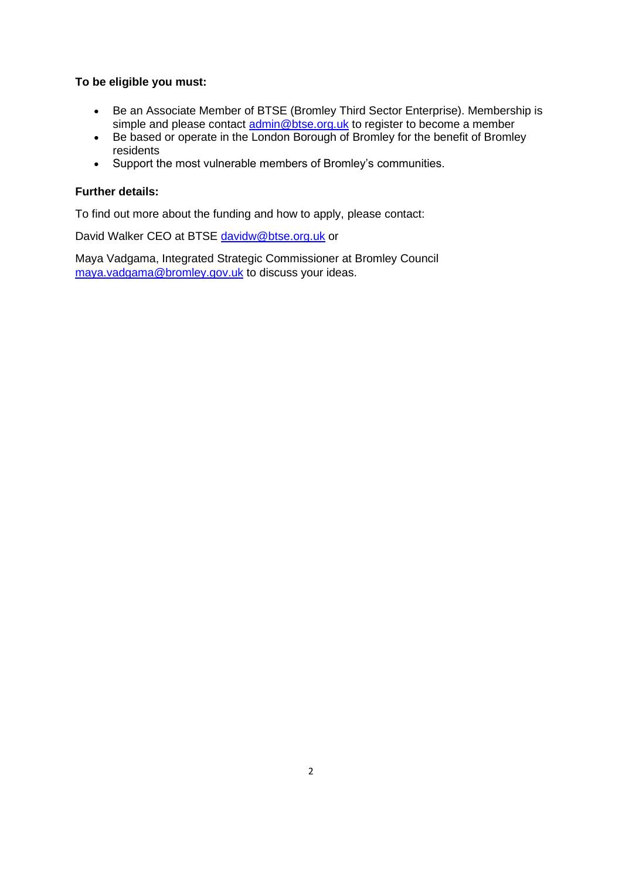**To be eligible you must:**

- Be an Associate Member of BTSE (Bromley Third Sector Enterprise). Membership is simple and please contact admin@btse.org.uk to register to become a member
- Be based or operate in the London Borough of Bromley for the benefit of Bromley residents
- Support the most vulnerable members of Bromley's communities.

**Further details:**

To find out more about the funding and how to apply, please contact:

David Walker CEO at BTSE davidw@btse.org.uk or

Maya Vadgama, Integrated Strategic Commissioner at Bromley Council maya.vadgama@bromley.gov.uk to discuss your ideas.